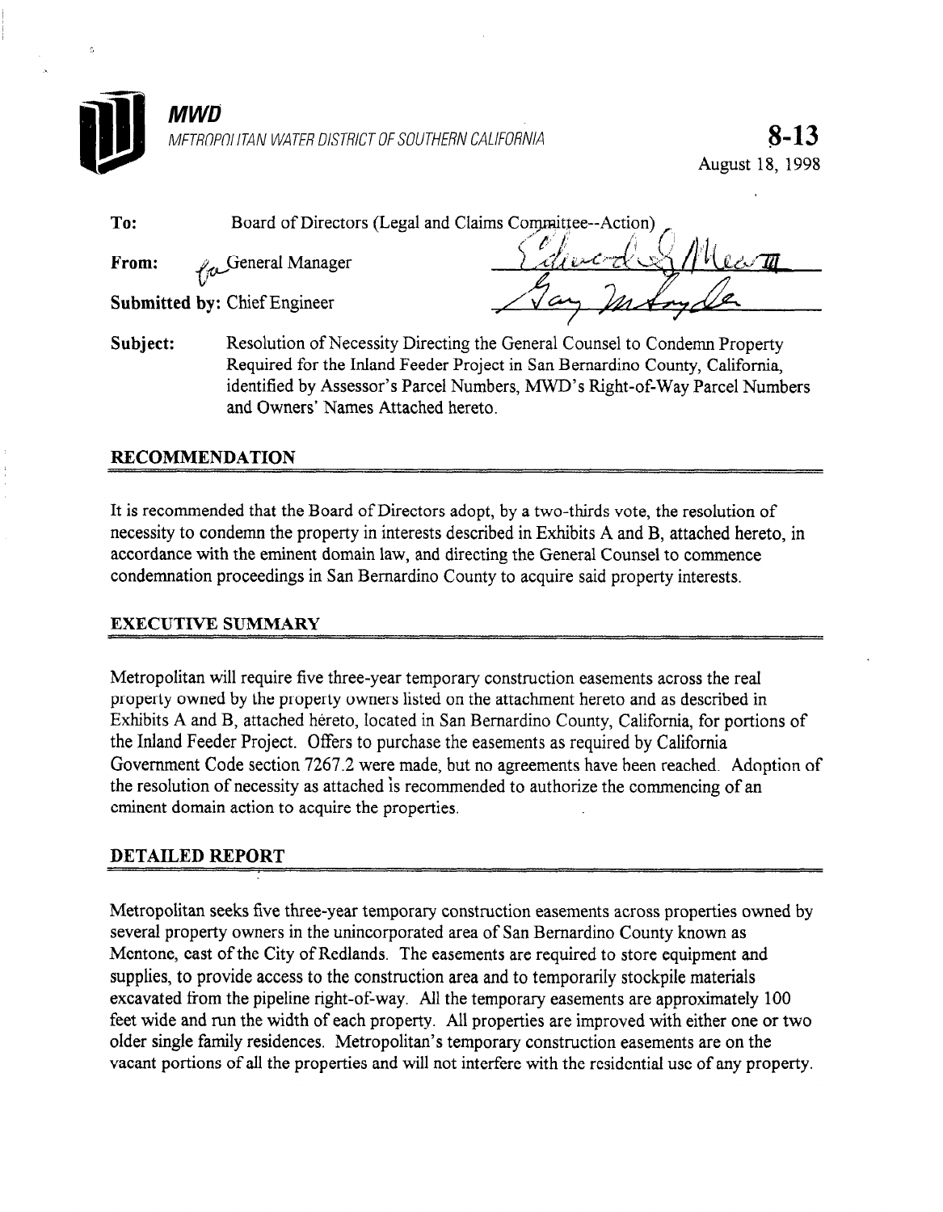**MWD**

METROPOLITAN WATER DISTRICT OF SOUTHERN CALIFORNIA

**8-13**

August 18, 1998

**To:** Board of Directors (Legal and Claims Committee--Action)

**From:** General Manager

**Submitted by:** Chief Engineer

**Subject:** Resolution of Necessity Directing the General Counsel to Condemn Property Required for the Inland Feeder Project in San Bernardino County, California, identified by Assessor's Parcel Numbers, MWD's Right-of-Way Parcel Numbers and Owners' Names Attached hereto.

## RECOMMENDATION

It is recommended that the Board of Directors adopt, by a two-thirds vote, the resolution of necessity to condemn the property in interests described in Exhibits A and B, attached hereto, in accordance with the eminent domain law, and directing the General Counsel to commence condemnation proceedings in San Bernardino County to acquire said property interests.

## EXECUTIVE SUMMARY

Metropolitan will require five three-year temporary construction easements across the real property owned by the property owners listed on the attachment hereto and as described in Exhibits A and B, attached hereto, located in San Bernardino County, California, for portions of the Inland Feeder Project. Offers to purchase the easements as required by California Government Code section 7267.2 were made, but no agreements have been reached. Adoption of the resolution of necessity as attached is recommended to authorize the commencing of an eminent domain action to acquire the properties.

## DETAILED REPORT

Metropolitan seeks five three-year temporary construction easements across properties owned by several property owners in the unincorporated area of San Bernardino County known as Mentone, east of the City of Redlands. The easements are required to store equipment and supplies, to provide access to the construction area and to temporarily stockpile materials excavated from the pipeline right-of-way. All the temporary easements are approximately 100 feet wide and run the width of each property. All properties are improved with either one or two older single family residences. Metropolitan's temporary construction easements are on the vacant portions of all the properties and will not interfere with the residential use of any property.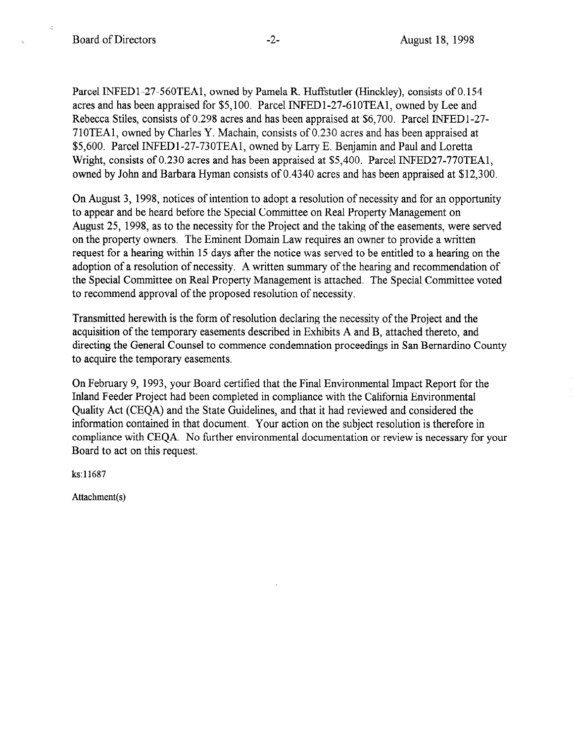Parcel INFED1-27-560TEA1, owned by Pamela R. Huffstutler (Hinckley), consists of 0.154 acres and has been appraised for $5,100. Parcel INFED1-27-610TEA1, owned by Lee and Rebecca Stiles, consists of 0.298 acres and has been appraised at $6,700. Parcel INFED1-27-710TEA1, owned by Charles Y. Machain, consists of 0.230 acres and has been appraised at $5,600. Parcel INFED1-27-730TEA1, owned by Larry E. Benjamin and Paul and Loretta Wright, consists of 0.230 acres and has been appraised at $5,400. Parcel INFED27-770TEA1, owned by John and Barbara Hyman consists of 0.4340 acres and has been appraised at $12,300.

On August 3, 1998, notices of intention to adopt a resolution of necessity and for an opportunity to appear and be heard before the Special Committee on Real Property Management on August 25, 1998, as to the necessity for the Project and the taking of the easements, were served on the property owners. The Eminent Domain Law requires an owner to provide a written request for a hearing within 15 days after the notice was served to be entitled to a hearing on the adoption of a resolution of necessity. A written summary of the hearing and recommendation of the Special Committee on Real Property Management is attached. The Special Committee voted to recommend approval of the proposed resolution of necessity.

Transmitted herewith is the form of resolution declaring the necessity of the Project and the acquisition of the temporary easements described in Exhibits A and B, attached thereto, and directing the General Counsel to commence condemnation proceedings in San Bernardino County to acquire the temporary easements.

On February 9, 1993, your Board certified that the Final Environmental Impact Report for the Inland Feeder Project had been completed in compliance with the California Environmental Quality Act (CEQA) and the State Guidelines, and that it had reviewed and considered the information contained in that document. Your action on the subject resolution is therefore in compliance with CEQA. No further environmental documentation or review is necessary for your Board to act on this request.

ks:11687

Attachment(s)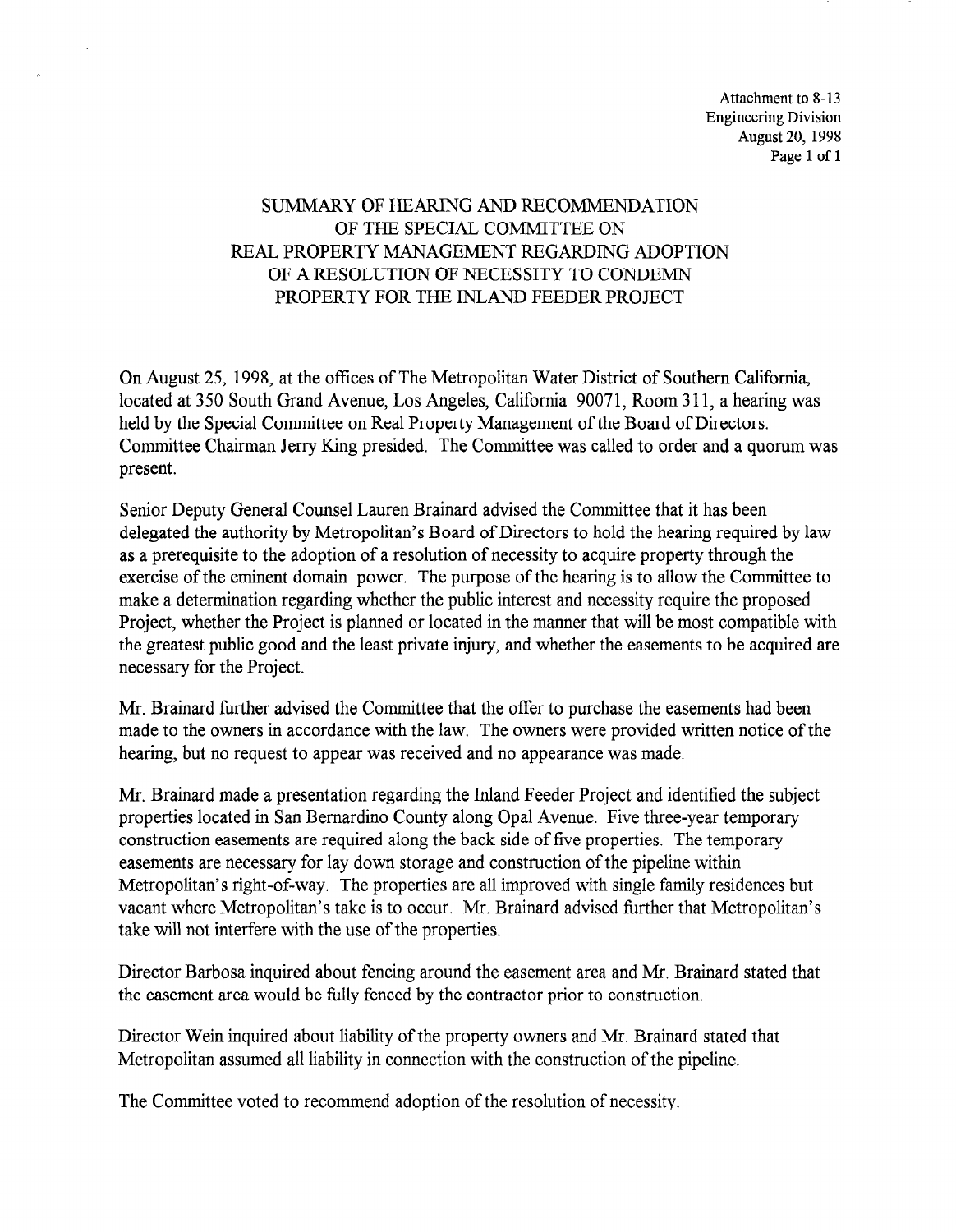Attachment to 8-13
Engineering Division
August 20, 1998

# SUMMARY OF HEARING AND RECOMMENDATION OF THE SPECIAL COMMITTEE ON REAL PROPERTY MANAGEMENT REGARDING ADOPTION OF A RESOLUTION OF NECESSITY TO CONDEMN PROPERTY FOR THE INLAND FEEDER PROJECT

On August 25, 1998, at the offices of The Metropolitan Water District of Southern California, located at 350 South Grand Avenue, Los Angeles, California 90071, Room 311, a hearing was held by the Special Committee on Real Property Management of the Board of Directors. Committee Chairman Jerry King presided. The Committee was called to order and a quorum was present.

Senior Deputy General Counsel Lauren Brainard advised the Committee that it has been delegated the authority by Metropolitan's Board of Directors to hold the hearing required by law as a prerequisite to the adoption of a resolution of necessity to acquire property through the exercise of the eminent domain power. The purpose of the hearing is to allow the Committee to make a determination regarding whether the public interest and necessity require the proposed Project, whether the Project is planned or located in the manner that will be most compatible with the greatest public good and the least private injury, and whether the easements to be acquired are necessary for the Project.

Mr. Brainard further advised the Committee that the offer to purchase the easements had been made to the owners in accordance with the law. The owners were provided written notice of the hearing, but no request to appear was received and no appearance was made.

Mr. Brainard made a presentation regarding the Inland Feeder Project and identified the subject properties located in San Bernardino County along Opal Avenue. Five three-year temporary construction easements are required along the back side of five properties. The temporary easements are necessary for lay down storage and construction of the pipeline within Metropolitan's right-of-way. The properties are all improved with single family residences but vacant where Metropolitan's take is to occur. Mr. Brainard advised further that Metropolitan's take will not interfere with the use of the properties.

Director Barbosa inquired about fencing around the easement area and Mr. Brainard stated that the easement area would be fully fenced by the contractor prior to construction.

Director Wein inquired about liability of the property owners and Mr. Brainard stated that Metropolitan assumed all liability in connection with the construction of the pipeline.

The Committee voted to recommend adoption of the resolution of necessity.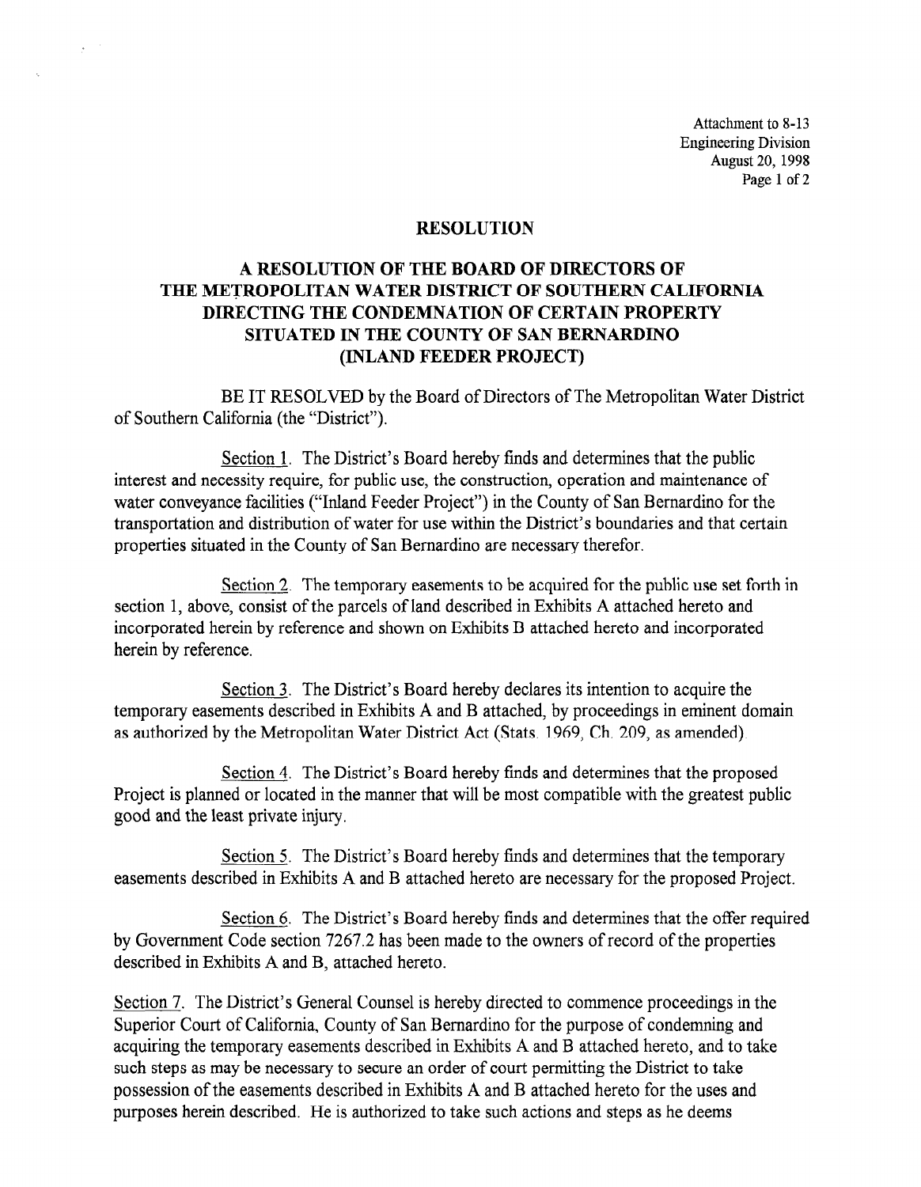Attachment to 8-13
Engineering Division
August 20, 1998

# RESOLUTION

## A RESOLUTION OF THE BOARD OF DIRECTORS OF THE METROPOLITAN WATER DISTRICT OF SOUTHERN CALIFORNIA DIRECTING THE CONDEMNATION OF CERTAIN PROPERTY SITUATED IN THE COUNTY OF SAN BERNARDINO (INLAND FEEDER PROJECT)

BE IT RESOLVED by the Board of Directors of The Metropolitan Water District of Southern California (the "District").

Section 1. The District's Board hereby finds and determines that the public interest and necessity require, for public use, the construction, operation and maintenance of water conveyance facilities ("Inland Feeder Project") in the County of San Bernardino for the transportation and distribution of water for use within the District's boundaries and that certain properties situated in the County of San Bernardino are necessary therefor.

Section 2. The temporary easements to be acquired for the public use set forth in section 1, above, consist of the parcels of land described in Exhibits A attached hereto and incorporated herein by reference and shown on Exhibits B attached hereto and incorporated herein by reference.

Section 3. The District's Board hereby declares its intention to acquire the temporary easements described in Exhibits A and B attached, by proceedings in eminent domain as authorized by the Metropolitan Water District Act (Stats. 1969, Ch. 209, as amended).

Section 4. The District's Board hereby finds and determines that the proposed Project is planned or located in the manner that will be most compatible with the greatest public good and the least private injury.

Section 5. The District's Board hereby finds and determines that the temporary easements described in Exhibits A and B attached hereto are necessary for the proposed Project.

Section 6. The District's Board hereby finds and determines that the offer required by Government Code section 7267.2 has been made to the owners of record of the properties described in Exhibits A and B, attached hereto.

Section 7. The District's General Counsel is hereby directed to commence proceedings in the Superior Court of California, County of San Bernardino for the purpose of condemning and acquiring the temporary easements described in Exhibits A and B attached hereto, and to take such steps as may be necessary to secure an order of court permitting the District to take possession of the easements described in Exhibits A and B attached hereto for the uses and purposes herein described. He is authorized to take such actions and steps as he deems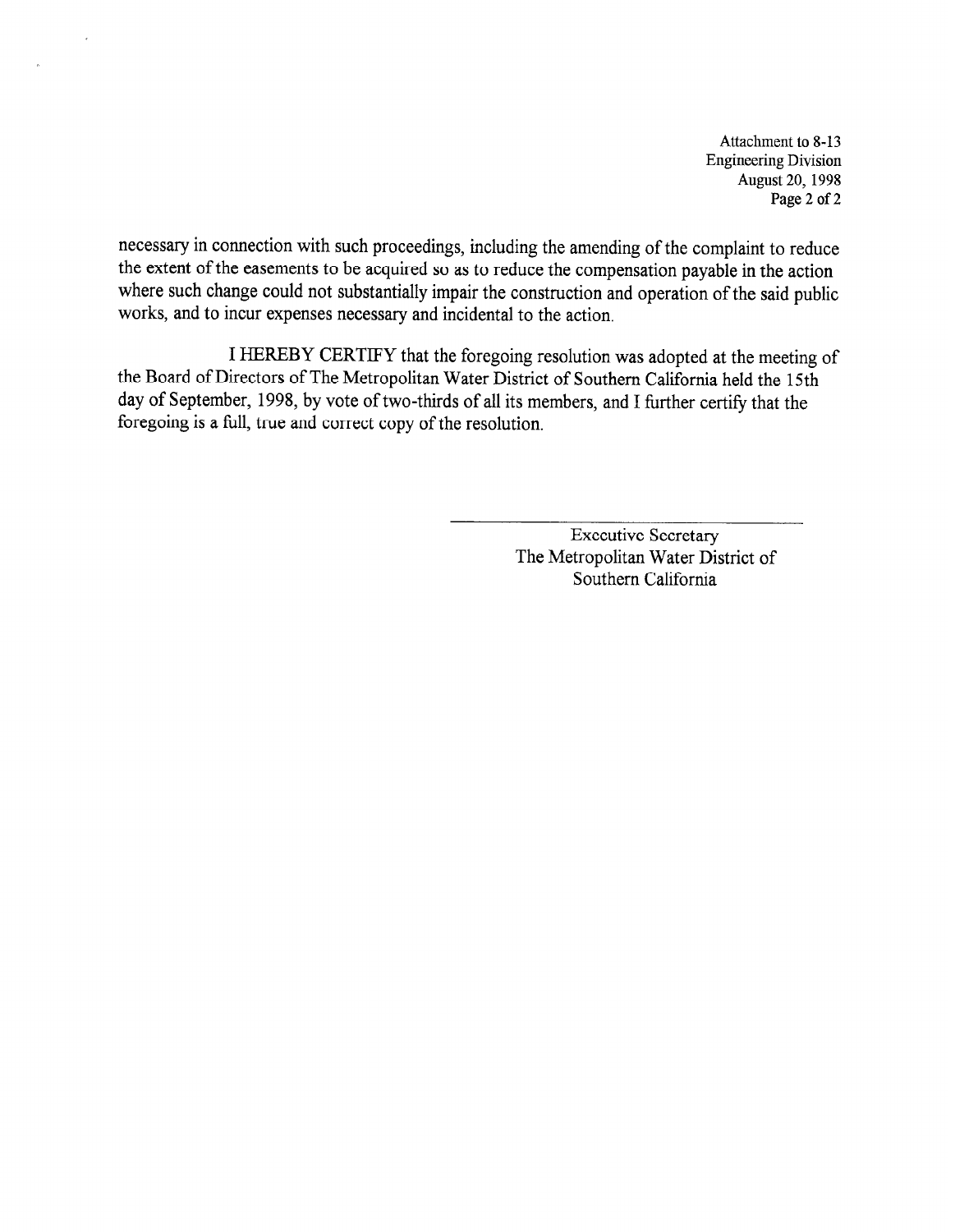Attachment to 8-13
Engineering Division
August 20, 1998

necessary in connection with such proceedings, including the amending of the complaint to reduce the extent of the easements to be acquired so as to reduce the compensation payable in the action where such change could not substantially impair the construction and operation of the said public works, and to incur expenses necessary and incidental to the action.

I HEREBY CERTIFY that the foregoing resolution was adopted at the meeting of the Board of Directors of The Metropolitan Water District of Southern California held the 15th day of September, 1998, by vote of two-thirds of all its members, and I further certify that the foregoing is a full, true and correct copy of the resolution.

\_\_\_\_\_\_\_\_\_\_\_\_\_\_\_\_\_\_\_\_\_\_\_\_\_\_\_\_\_\_\_\_\_\_\_\_\_\_\_\_

Executive Secretary
The Metropolitan Water District of
Southern California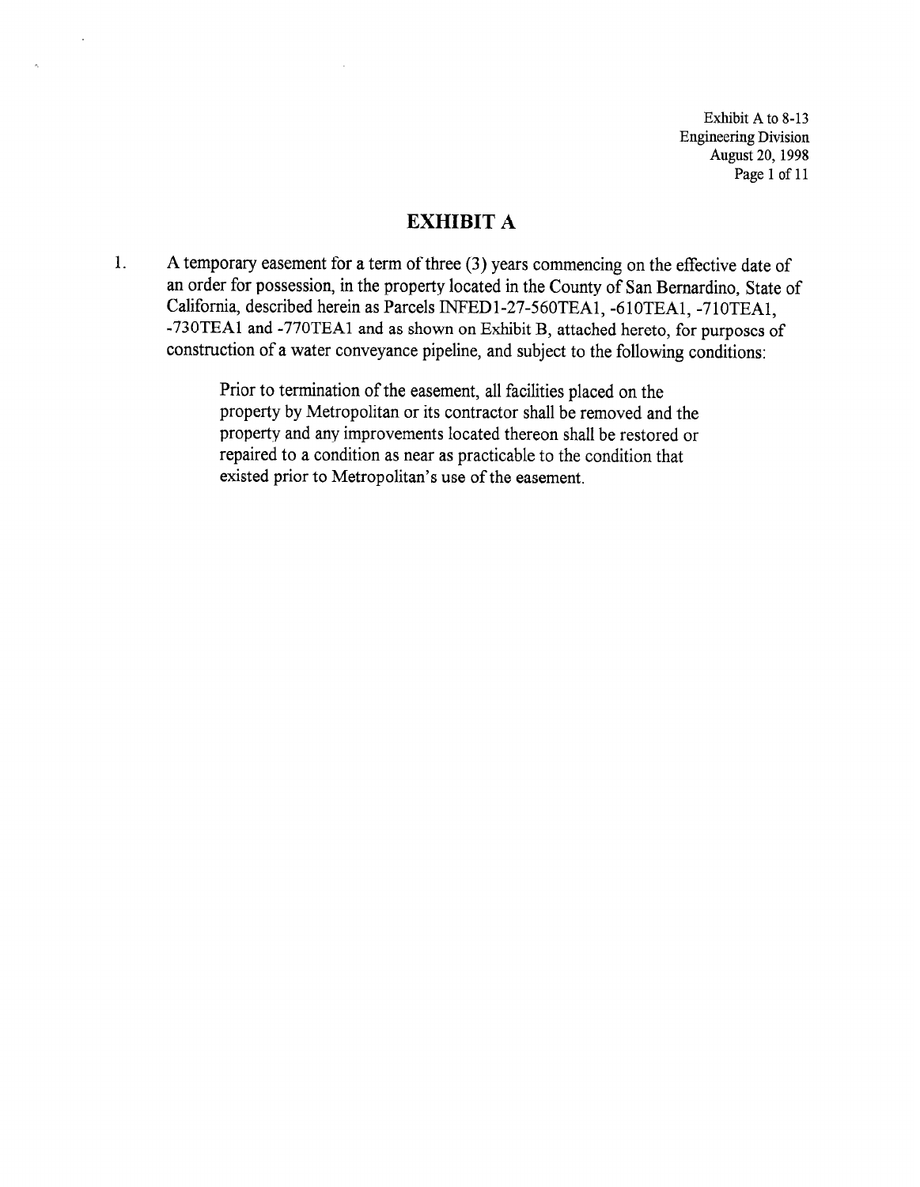Exhibit A to 8-13
Engineering Division
August 20, 1998

# EXHIBIT A

1. A temporary easement for a term of three (3) years commencing on the effective date of an order for possession, in the property located in the County of San Bernardino, State of California, described herein as Parcels INFED1-27-560TEA1, -610TEA1, -710TEA1, -730TEA1 and -770TEA1 and as shown on Exhibit B, attached hereto, for purposes of construction of a water conveyance pipeline, and subject to the following conditions:

   Prior to termination of the easement, all facilities placed on the property by Metropolitan or its contractor shall be removed and the property and any improvements located thereon shall be restored or repaired to a condition as near as practicable to the condition that existed prior to Metropolitan's use of the easement.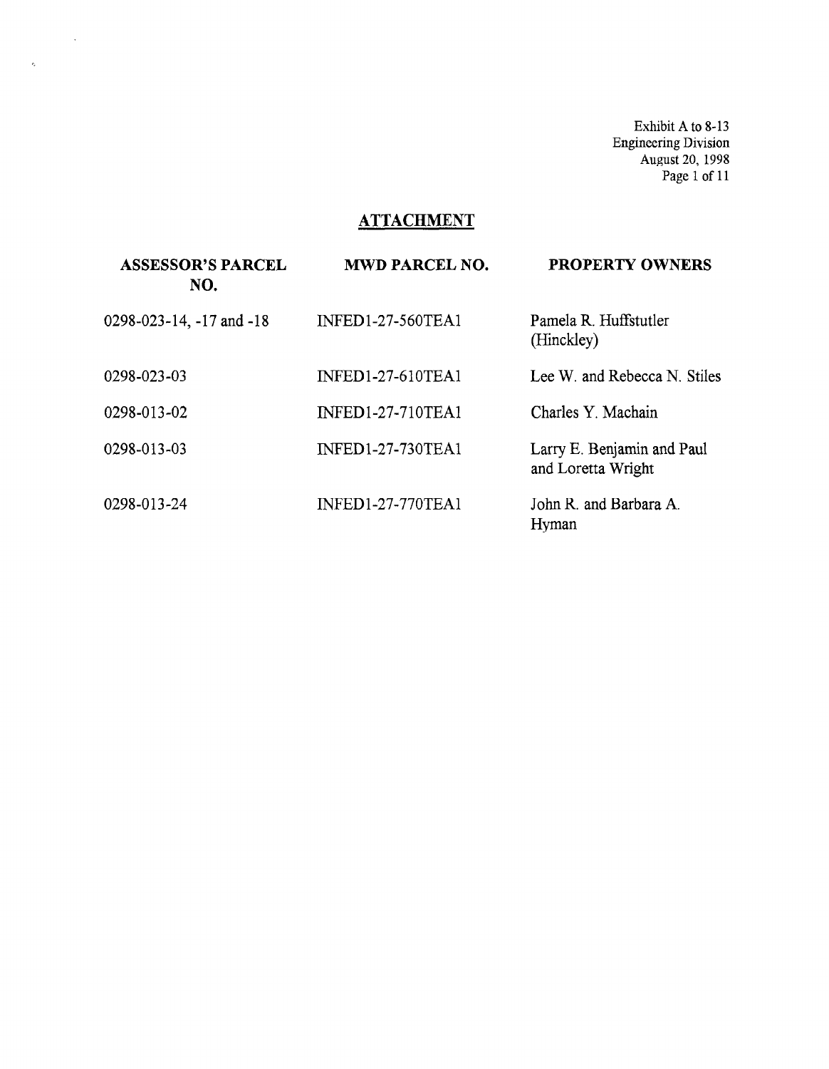Exhibit A to 8-13
Engineering Division
August 20, 1998

## ATTACHMENT

| ASSESSOR'S PARCEL NO. | MWD PARCEL NO. | PROPERTY OWNERS |
|---|---|---|
| 0298-023-14, -17 and -18 | INFED1-27-560TEA1 | Pamela R. Huffstutler (Hinckley) |
| 0298-023-03 | INFED1-27-610TEA1 | Lee W. and Rebecca N. Stiles |
| 0298-013-02 | INFED1-27-710TEA1 | Charles Y. Machain |
| 0298-013-03 | INFED1-27-730TEA1 | Larry E. Benjamin and Paul and Loretta Wright |
| 0298-013-24 | INFED1-27-770TEA1 | John R. and Barbara A. Hyman |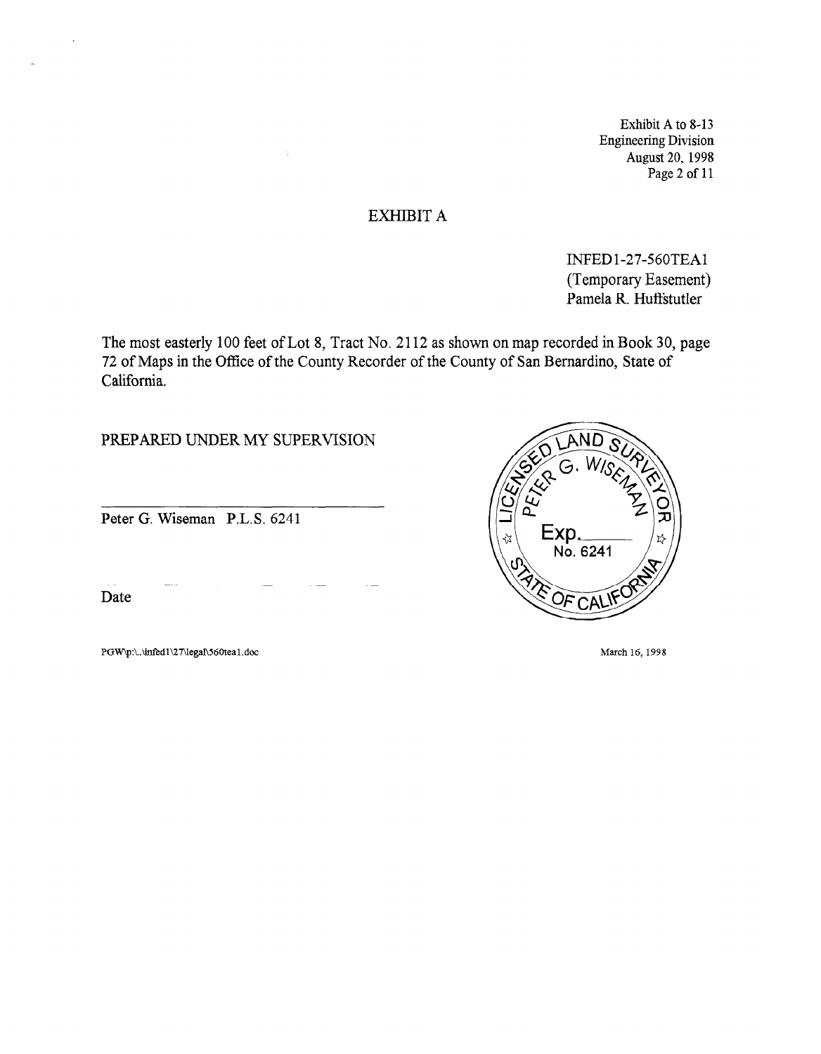Exhibit A to 8-13
Engineering Division
August 20, 1998
Page 2 of 11

# EXHIBIT A

INFED1-27-560TEA1
(Temporary Easement)
Pamela R. Huffstutler

The most easterly 100 feet of Lot 8, Tract No. 2112 as shown on map recorded in Book 30, page 72 of Maps in the Office of the County Recorder of the County of San Bernardino, State of California.

PREPARED UNDER MY SUPERVISION

Peter G. Wiseman P.L.S. 6241

Date

LICENSED LAND SURVEYOR
PETER G. WISEMAN
Exp.
No. 6241
STATE OF CALIFORNIA

PGW\p:\..\infed1\27\legal\560tea1.doc

March 16, 1998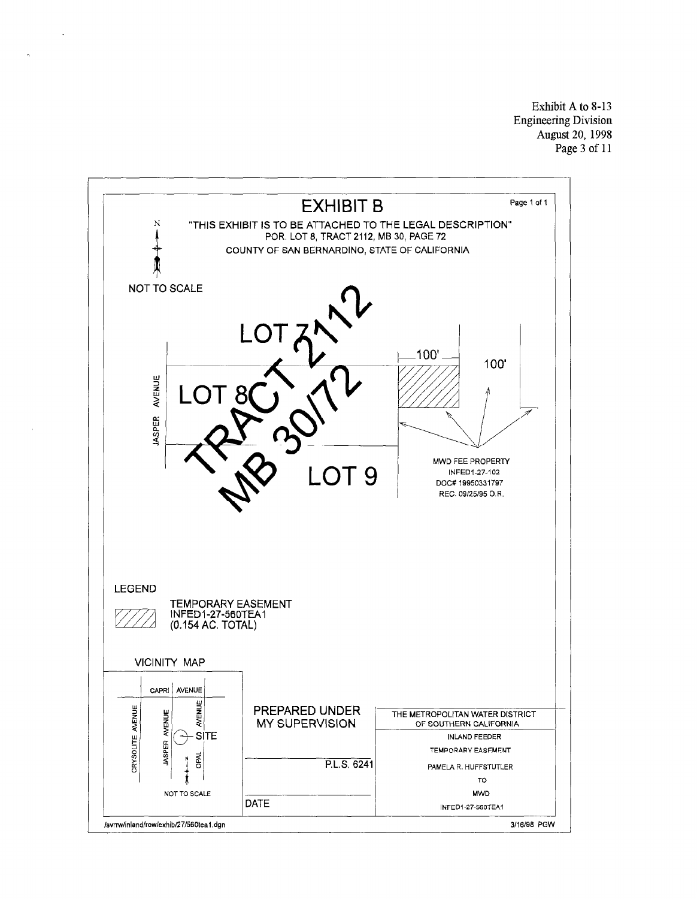Exhibit A to 8-13
Engineering Division
August 20, 1998

# EXHIBIT B

Page 1 of 1

"THIS EXHIBIT IS TO BE ATTACHED TO THE LEGAL DESCRIPTION"
POR. LOT 8, TRACT 2112, MB 30, PAGE 72
COUNTY OF SAN BERNARDINO, STATE OF CALIFORNIA

N

NOT TO SCALE

LOT 7

LOT 8

TRACT 2112
MB 30/72

LOT 9

JASPER AVENUE

100'

100'

MWD FEE PROPERTY
INFED1-27-102
DOC# 19950331797
REC. 09/25/95 O.R.

LEGEND

TEMPORARY EASEMENT
INFED1-27-560TEA1
(0.154 AC. TOTAL)

VICINITY MAP

CAPRI AVENUE
CRYSOLITE AVENUE
JASPER AVENUE
OPAL AVENUE
SITE
N
NOT TO SCALE

PREPARED UNDER
MY SUPERVISION

P.L.S. 6241

DATE

THE METROPOLITAN WATER DISTRICT
OF SOUTHERN CALIFORNIA
INLAND FEEDER
TEMPORARY EASEMENT
PAMELA R. HUFFSTUTLER
TO
MWD
INFED1-27-560TEA1

/svrrw/inland/row/exhib/27/560tea1.dgn

3/16/98 PGW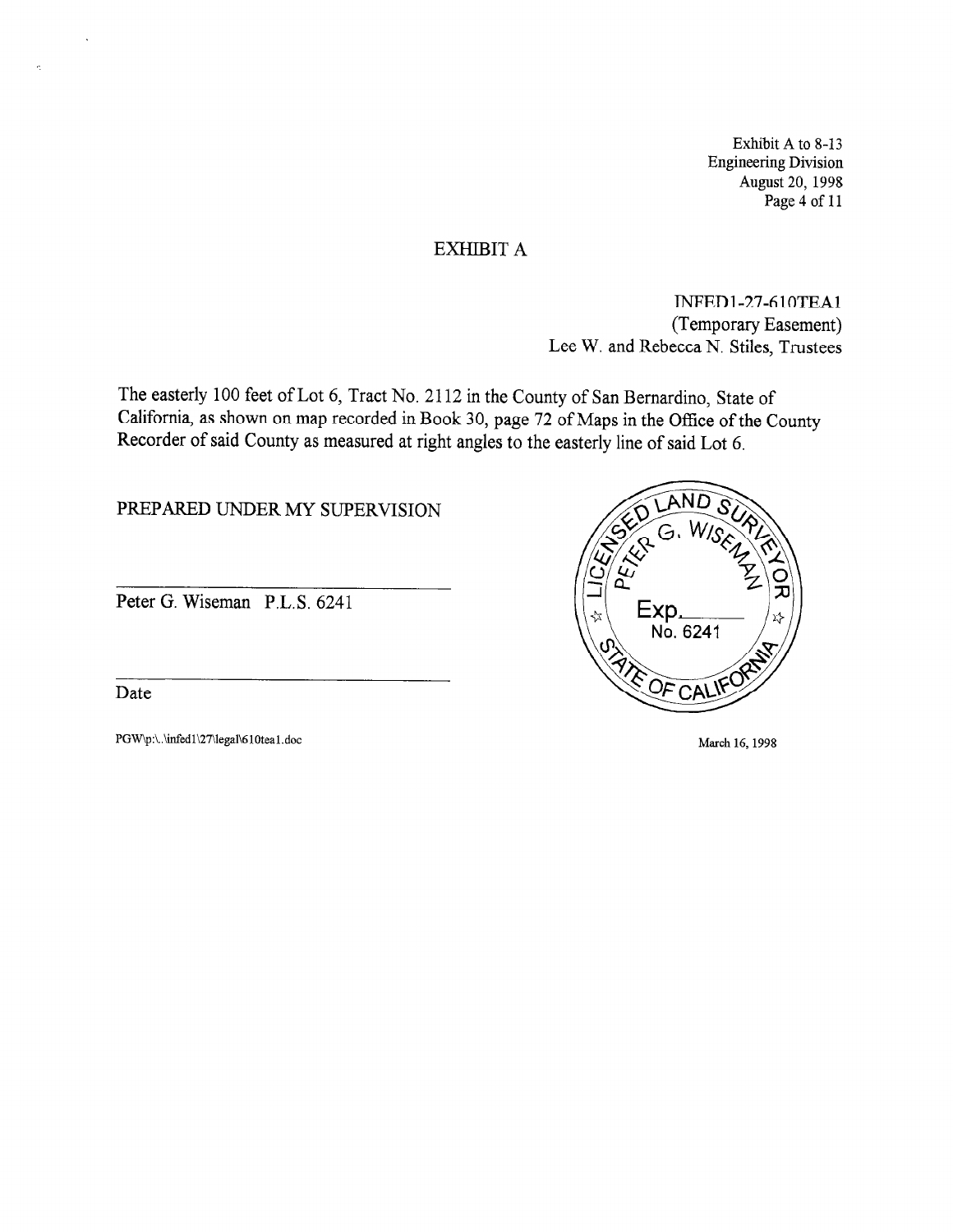Exhibit A to 8-13
Engineering Division
August 20, 1998

# EXHIBIT A

INFED1-27-610TEA1
(Temporary Easement)
Lee W. and Rebecca N. Stiles, Trustees

The easterly 100 feet of Lot 6, Tract No. 2112 in the County of San Bernardino, State of California, as shown on map recorded in Book 30, page 72 of Maps in the Office of the County Recorder of said County as measured at right angles to the easterly line of said Lot 6.

PREPARED UNDER MY SUPERVISION

______________________________
Peter G. Wiseman P.L.S. 6241

______________________________
Date

LICENSED LAND SURVEYOR
PETER G. WISEMAN
Exp.______
No. 6241
STATE OF CALIFORNIA

PGW\p:\..\infed1\27\legal\610tea1.doc

March 16, 1998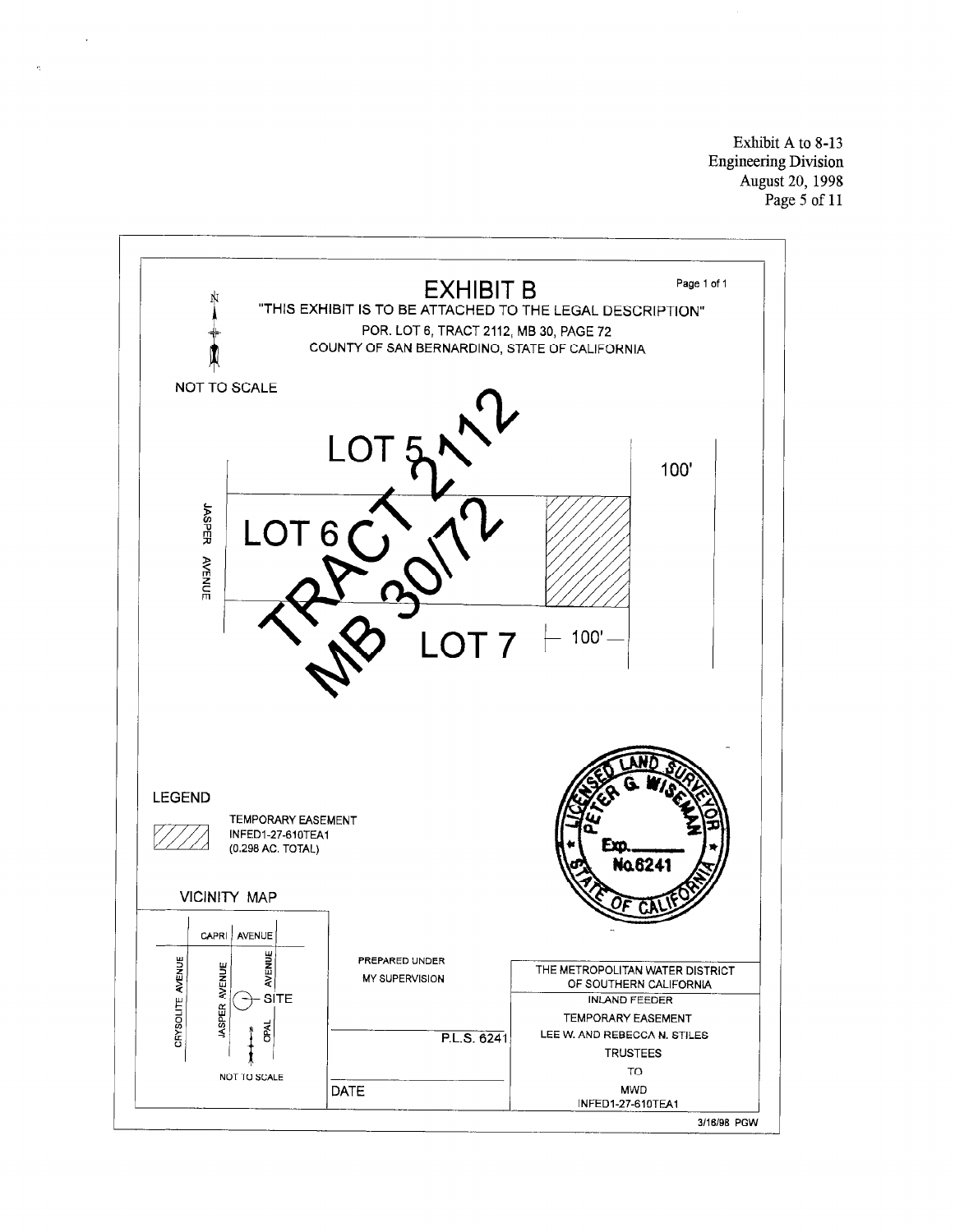Exhibit A to 8-13
Engineering Division
August 20, 1998
Page 5 of 11

# EXHIBIT B

Page 1 of 1

"THIS EXHIBIT IS TO BE ATTACHED TO THE LEGAL DESCRIPTION"

POR. LOT 6, TRACT 2112, MB 30, PAGE 72

COUNTY OF SAN BERNARDINO, STATE OF CALIFORNIA

N

NOT TO SCALE

LOT 5

LOT 6

LOT 7

JASPER AVENUE

TRACT 2112
MB 30/72

100'

100'

LEGEND

TEMPORARY EASEMENT
INFED1-27-610TEA1
(0.298 AC. TOTAL)

LICENSED LAND SURVEYOR
PETER G. WISEMAN
Exp.
No.6241
STATE OF CALIFORNIA

VICINITY MAP

CAPRI AVENUE

CRYSOLITE AVENUE

JASPER AVENUE

OPAL AVENUE

SITE

NOT TO SCALE

PREPARED UNDER
MY SUPERVISION

P.L.S. 6241

DATE

THE METROPOLITAN WATER DISTRICT
OF SOUTHERN CALIFORNIA

INLAND FEEDER

TEMPORARY EASEMENT
LEE W. AND REBECCA N. STILES
TRUSTEES
TO
MWD
INFED1-27-610TEA1

3/16/98 PGW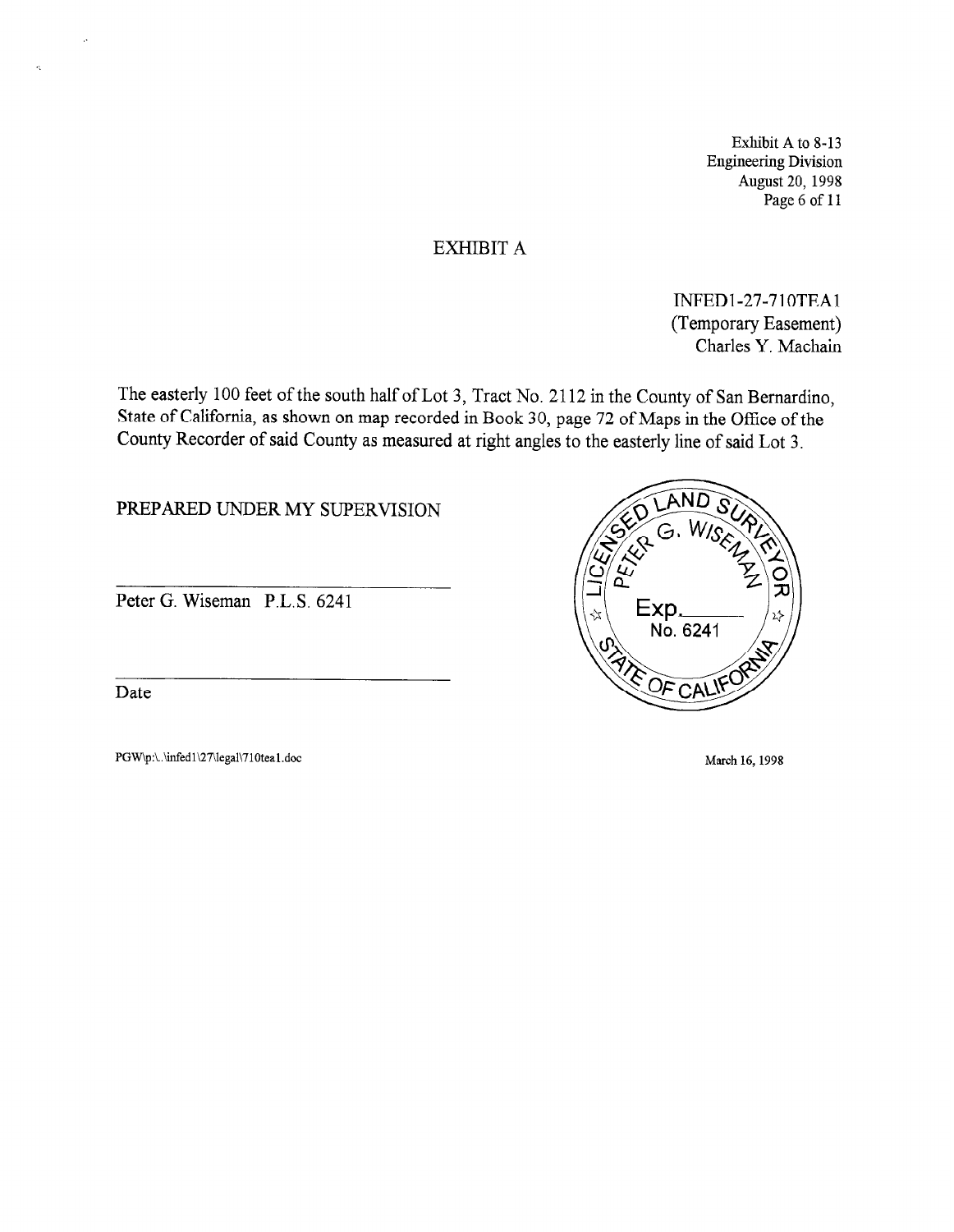Exhibit A to 8-13
Engineering Division
August 20, 1998
Page 6 of 11

# EXHIBIT A

INFED1-27-710TEA1
(Temporary Easement)
Charles Y. Machain

The easterly 100 feet of the south half of Lot 3, Tract No. 2112 in the County of San Bernardino, State of California, as shown on map recorded in Book 30, page 72 of Maps in the Office of the County Recorder of said County as measured at right angles to the easterly line of said Lot 3.

PREPARED UNDER MY SUPERVISION

Peter G. Wiseman P.L.S. 6241

Date

LICENSED LAND SURVEYOR
PETER G. WISEMAN
Exp.\_\_\_\_\_\_
No. 6241
STATE OF CALIFORNIA

PGW\p:\..\infed1\27\legal\710tea1.doc

March 16, 1998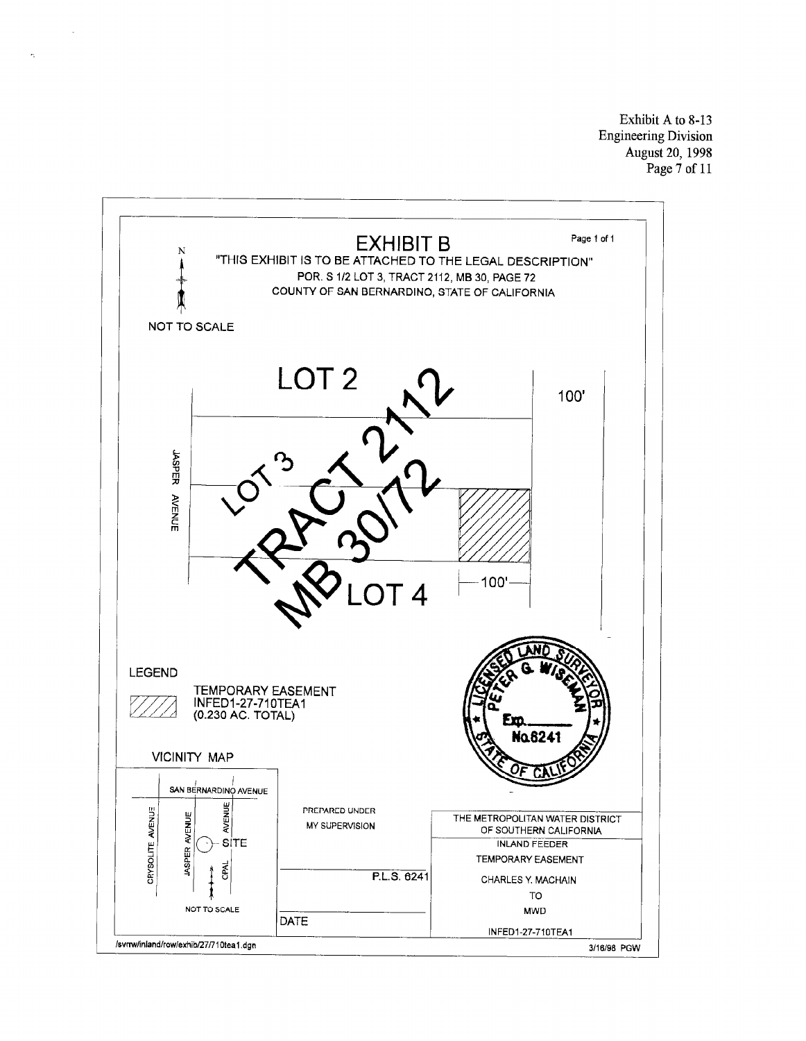Exhibit A to 8-13
Engineering Division
August 20, 1998

# EXHIBIT B

"THIS EXHIBIT IS TO BE ATTACHED TO THE LEGAL DESCRIPTION"

POR. S 1/2 LOT 3, TRACT 2112, MB 30, PAGE 72

COUNTY OF SAN BERNARDINO, STATE OF CALIFORNIA

N

NOT TO SCALE

LOT 2

100'

LOT 3

TRACT 2112

MB 30/72

JASPER AVENUE

LOT 4

100'

LEGEND

TEMPORARY EASEMENT
INFED1-27-710TEA1
(0.230 AC. TOTAL)

LICENSED LAND SURVEYOR
PETER G. WISEMAN
Exp. ______
No. 6241
STATE OF CALIFORNIA

VICINITY MAP

SAN BERNARDINO AVENUE
CRYSOLITE AVENUE
JASPER AVENUE
OPAL AVENUE
SITE
NOT TO SCALE

PREPARED UNDER
MY SUPERVISION

P.L.S. 6241

DATE

THE METROPOLITAN WATER DISTRICT
OF SOUTHERN CALIFORNIA
INLAND FEEDER
TEMPORARY EASEMENT
CHARLES Y. MACHAIN
TO
MWD
INFED1-27-710TEA1

/svmw/inland/row/exhib/27/710tea1.dgn

3/16/98 PGW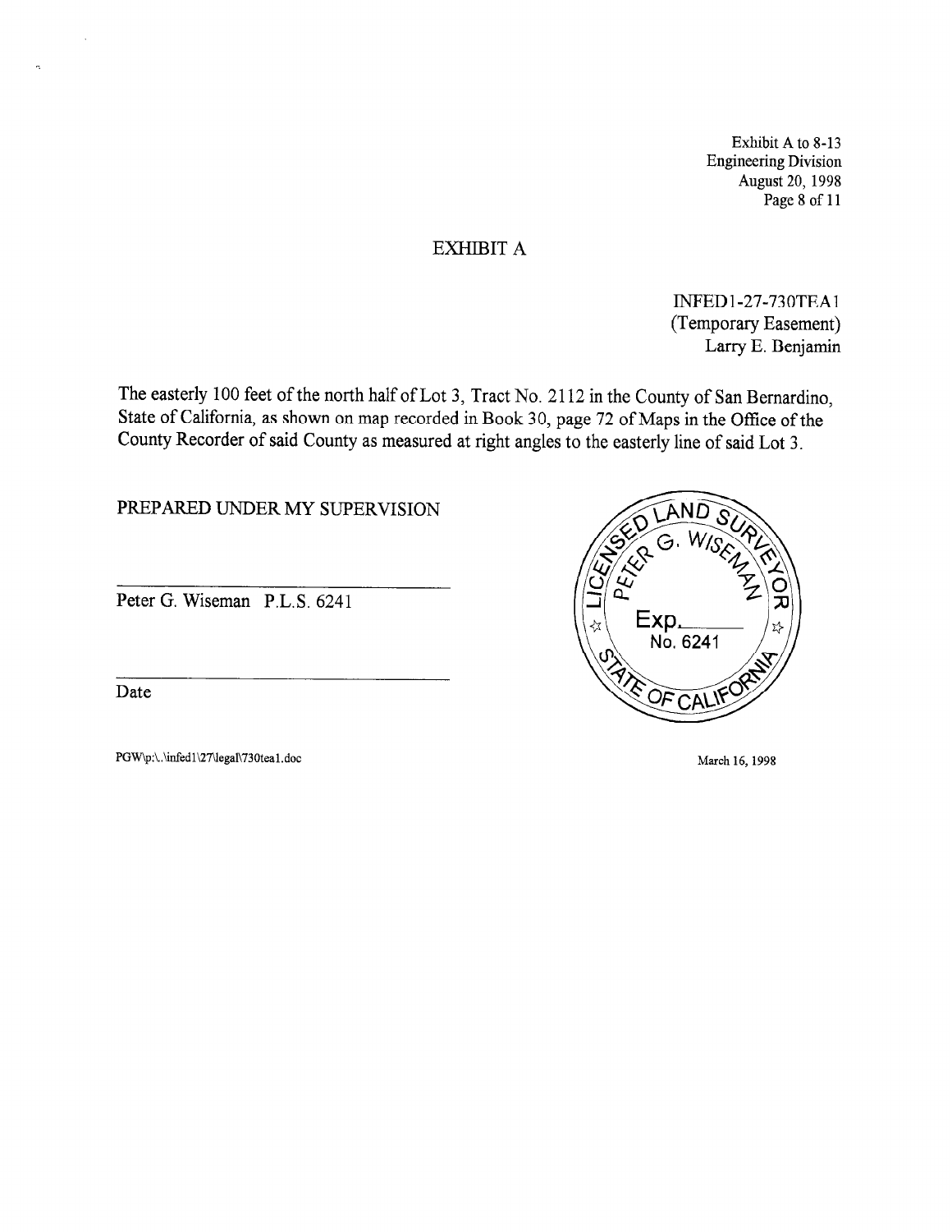Exhibit A to 8-13
Engineering Division
August 20, 1998

# EXHIBIT A

INFED1-27-730TEA1
(Temporary Easement)
Larry E. Benjamin

The easterly 100 feet of the north half of Lot 3, Tract No. 2112 in the County of San Bernardino, State of California, as shown on map recorded in Book 30, page 72 of Maps in the Office of the County Recorder of said County as measured at right angles to the easterly line of said Lot 3.

PREPARED UNDER MY SUPERVISION

\_\_\_\_\_\_\_\_\_\_\_\_\_\_\_\_\_\_\_\_\_\_\_\_\_\_\_\_\_\_\_\_
Peter G. Wiseman P.L.S. 6241

\_\_\_\_\_\_\_\_\_\_\_\_\_\_\_\_\_\_\_\_\_\_\_\_\_\_\_\_\_\_\_\_
Date

LICENSED LAND SURVEYOR
PETER G. WISEMAN
Exp.\_\_\_\_\_\_
No. 6241
STATE OF CALIFORNIA

PGW\p:\..\infed1\27\legal\730tea1.doc

March 16, 1998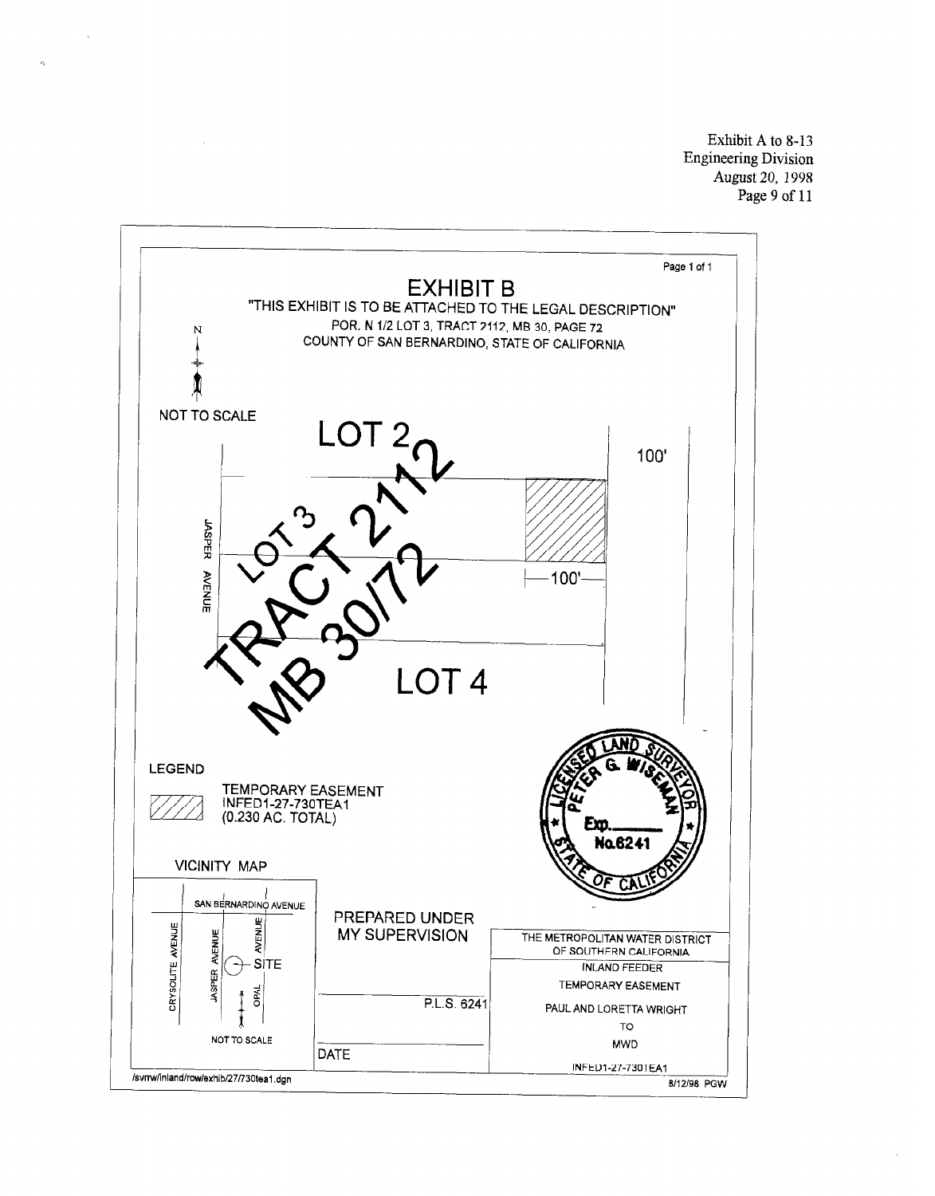Exhibit A to 8-13
Engineering Division
August 20, 1998

# EXHIBIT B

"THIS EXHIBIT IS TO BE ATTACHED TO THE LEGAL DESCRIPTION"

POR. N 1/2 LOT 3, TRACT 2112, MB 30, PAGE 72
COUNTY OF SAN BERNARDINO, STATE OF CALIFORNIA

N

NOT TO SCALE

LOT 2

100'

LOT 3

TRACT 2112

MB 30/72

JASPER AVENUE

100'

LOT 4

LEGEND

TEMPORARY EASEMENT
INFED1-27-730TEA1
(0.230 AC. TOTAL)

LICENSED LAND SURVEYOR
PETER G. WISEMAN
Exp.______
No.6241
STATE OF CALIFORNIA

VICINITY MAP

SAN BERNARDINO AVENUE
CRYSOLITE AVENUE
JASPER AVENUE
OPAL AVENUE
SITE

NOT TO SCALE

PREPARED UNDER
MY SUPERVISION

P.L.S. 6241

DATE

| THE METROPOLITAN WATER DISTRICT OF SOUTHERN CALIFORNIA |
| --- |
| INLAND FEEDER |
| TEMPORARY EASEMENT |
| PAUL AND LORETTA WRIGHT |
| TO |
| MWD |
| INFED1-27-730TEA1 |

/svrrw/inland/row/exhib/27/730tea1.dgn

8/12/98 PGW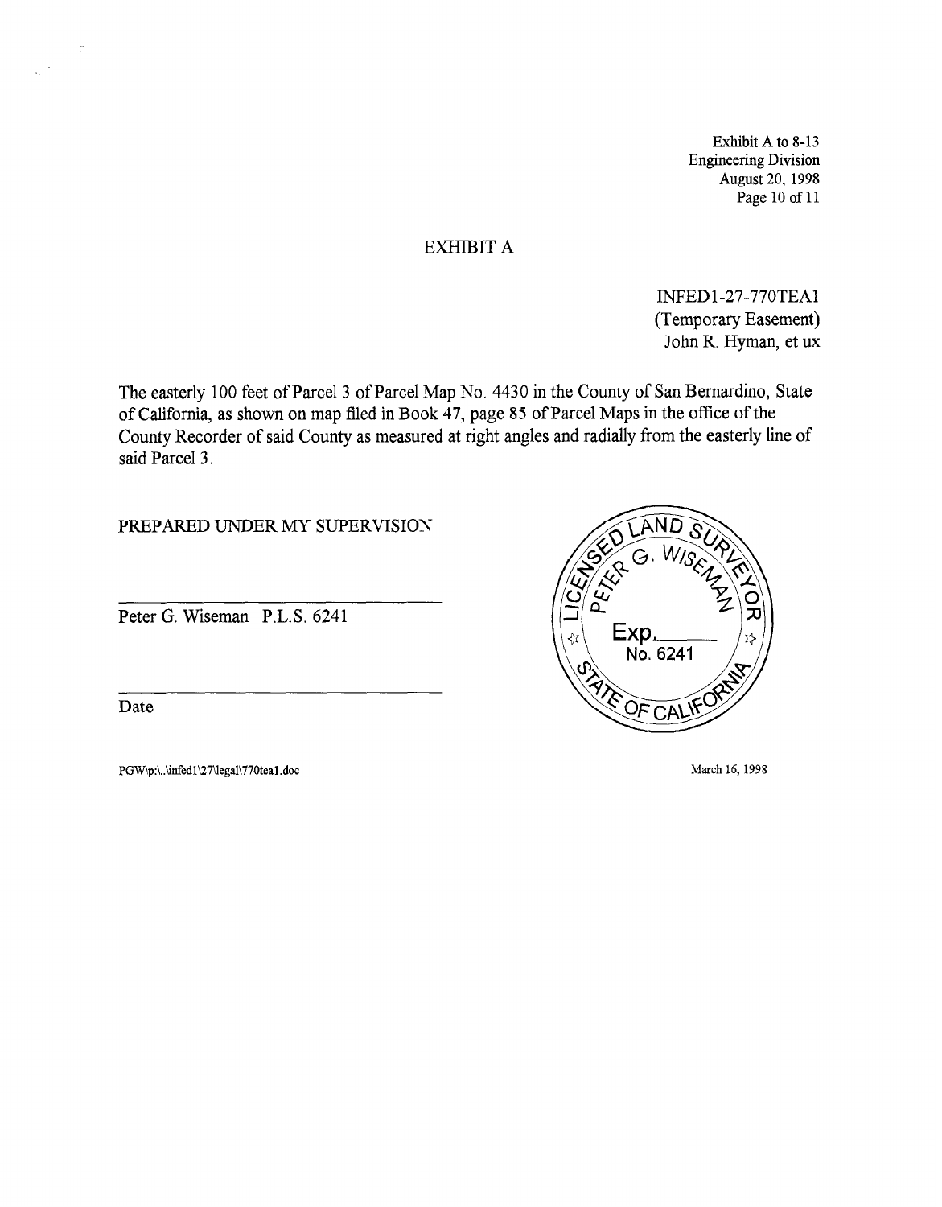Exhibit A to 8-13
Engineering Division
August 20, 1998

# EXHIBIT A

INFED1-27-770TEA1
(Temporary Easement)
John R. Hyman, et ux

The easterly 100 feet of Parcel 3 of Parcel Map No. 4430 in the County of San Bernardino, State of California, as shown on map filed in Book 47, page 85 of Parcel Maps in the office of the County Recorder of said County as measured at right angles and radially from the easterly line of said Parcel 3.

PREPARED UNDER MY SUPERVISION

Peter G. Wiseman P.L.S. 6241

Date

LICENSED LAND SURVEYOR
PETER G. WISEMAN
Exp.
No. 6241
STATE OF CALIFORNIA

PGW\p:\..\infed1\27\legal\770tea1.doc

March 16, 1998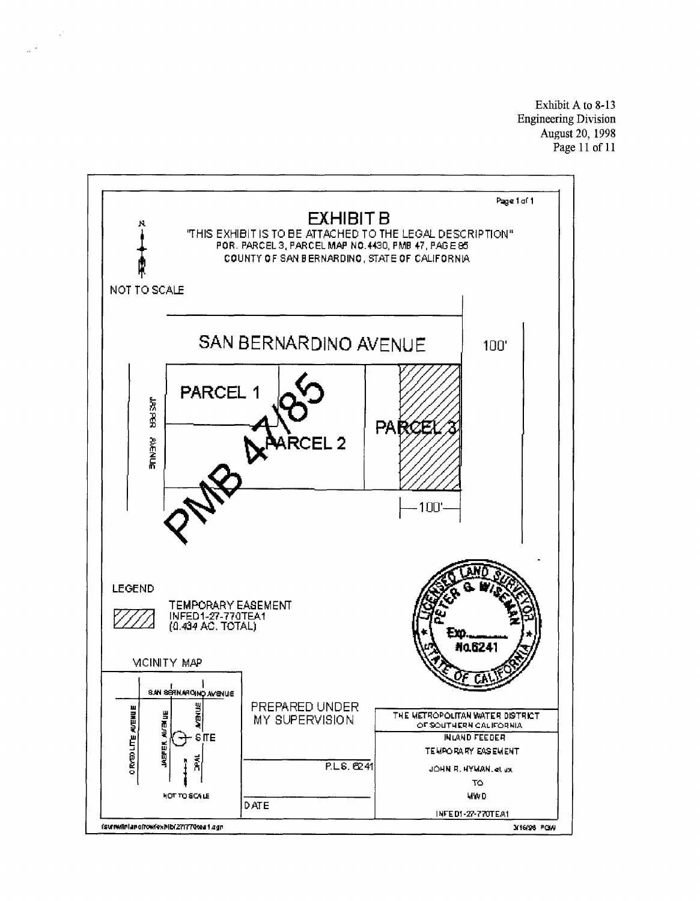Exhibit A to 8-13
Engineering Division
August 20, 1998
Page 11 of 11

Page 1 of 1

# EXHIBIT B

"THIS EXHIBIT IS TO BE ATTACHED TO THE LEGAL DESCRIPTION"
POR. PARCEL 3, PARCEL MAP NO. 4430, PMB 47, PAGE 85
COUNTY OF SAN BERNARDINO, STATE OF CALIFORNIA

N

NOT TO SCALE

SAN BERNARDINO AVENUE

100'

JASPER AVENUE

PARCEL 1

PARCEL 2

PARCEL 3

PMB 47/85

100'

LEGEND

TEMPORARY EASEMENT
INFED1-27-770TEA1
(0.434 AC. TOTAL)

LICENSED LAND SURVEYOR
PETER G. WISEMAN
Exp. ______
No. 6241
STATE OF CALIFORNIA

VICINITY MAP

SAN BERNARDINO AVENUE
CRYSOLITE AVENUE
JASPER AVENUE
OPAL AVENUE
SITE
NOT TO SCALE

PREPARED UNDER MY SUPERVISION

P.L.S. 6241

DATE

THE METROPOLITAN WATER DISTRICT OF SOUTHERN CALIFORNIA
INLAND FEEDER
TEMPORARY EASEMENT
JOHN R. HYMAN, et ux
TO
MWD
INFED1-27-770TEA1

fs\rw\inlandrow\exhib\27\770tea1.dgn

3/16/98 PGW